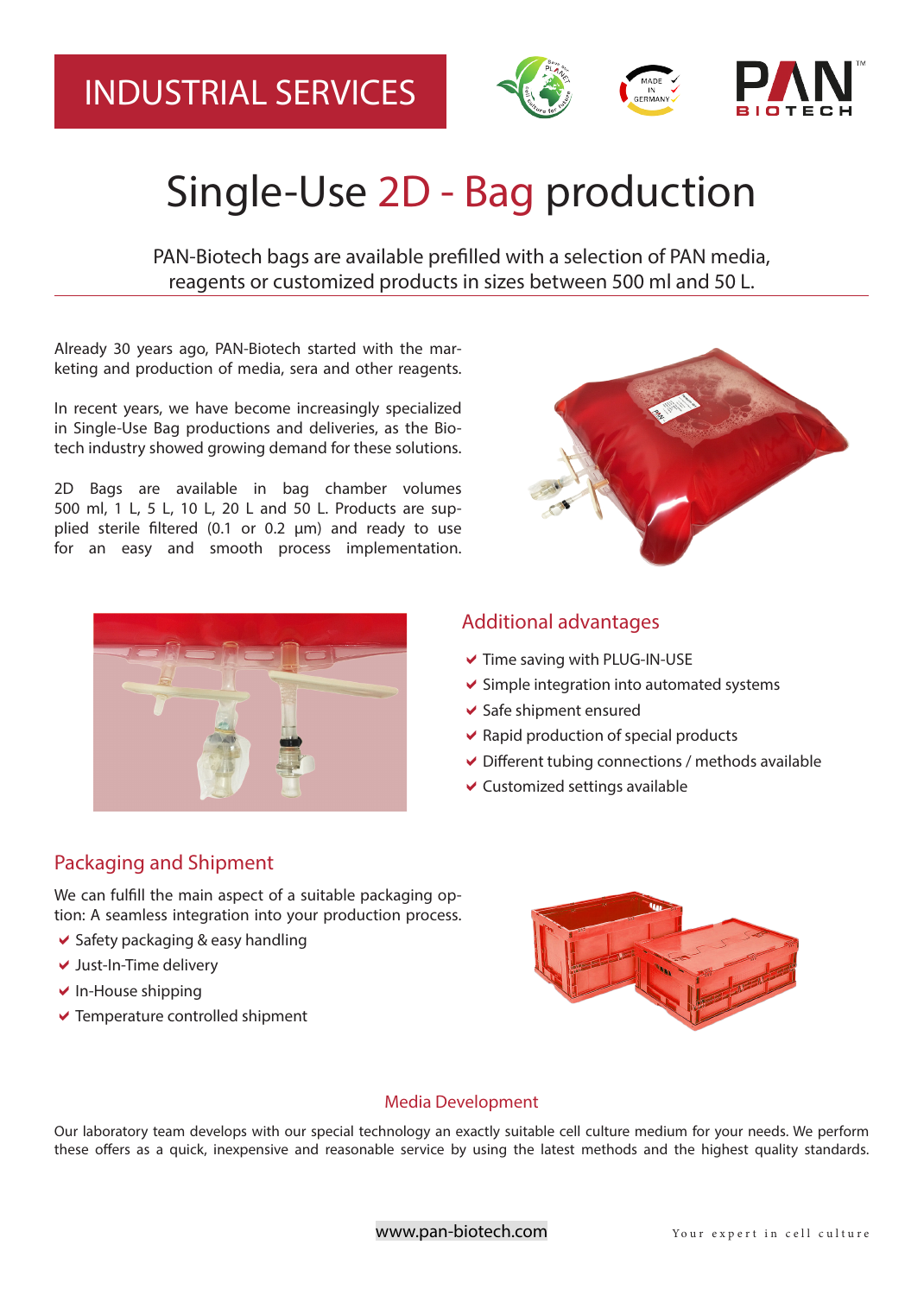INDUSTRIAL SERVICES

# Single-Use 2D - Bag production

PAN-Biotech bags are available prefilled with a selection of PAN media, reagents or customized products in sizes between 500 ml and 50 L.

Already 30 years ago, PAN-Biotech started with the marketing and production of media, sera and other reagents.

In recent years, we have become increasingly specialized in Single-Use Bag productions and deliveries, as the Biotech industry showed growing demand for these solutions.

2D Bags are available in bag chamber volumes 500 ml, 1 L, 5 L, 10 L, 20 L and 50 L. Products are supplied sterile filtered (0.1 or 0.2 µm) and ready to use for an easy and smooth process implementation.

## Additional advantages

- Time saving with PLUG-IN-USE
- Simple integration into automated systems
- Safe shipment ensured
- Rapid production of special products
- Different tubing connections / methods available
- Customized settings available

## Packaging and Shipment

We can fulfill the main aspect of a suitable packaging option: A seamless integration into your production process.

- Safety packaging & easy handling
- Just-In-Time delivery
- In-House shipping
- Temperature controlled shipment

## Media Development

Our laboratory team develops with our special technology an exactly suitable cell culture medium for your needs. We perform these offers as a quick, inexpensive and reasonable service by using the latest methods and the highest quality standards.

www.pan-biotech.com

Your expert in cell culture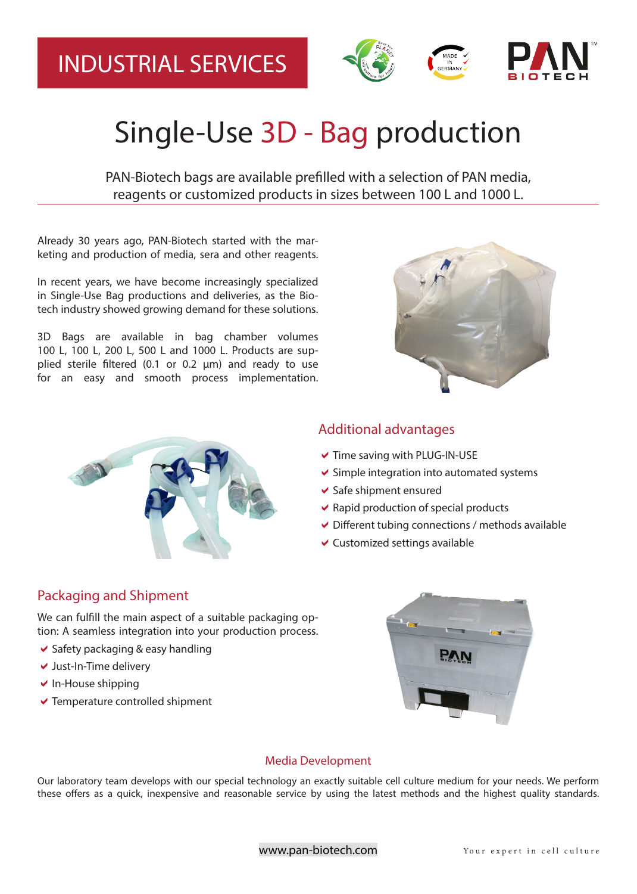INDUSTRIAL SERVICES

# Single-Use 3D - Bag production

PAN-Biotech bags are available prefilled with a selection of PAN media, reagents or customized products in sizes between 100 L and 1000 L.

Already 30 years ago, PAN-Biotech started with the marketing and production of media, sera and other reagents.

In recent years, we have become increasingly specialized in Single-Use Bag productions and deliveries, as the Biotech industry showed growing demand for these solutions.

3D Bags are available in bag chamber volumes 100 L, 100 L, 200 L, 500 L and 1000 L. Products are supplied sterile filtered (0.1 or 0.2 µm) and ready to use for an easy and smooth process implementation.

## Additional advantages

- Time saving with PLUG-IN-USE
- Simple integration into automated systems
- Safe shipment ensured
- Rapid production of special products
- Different tubing connections / methods available
- Customized settings available

## Packaging and Shipment

We can fulfill the main aspect of a suitable packaging option: A seamless integration into your production process.

- Safety packaging & easy handling
- Just-In-Time delivery
- In-House shipping
- Temperature controlled shipment

## Media Development

Our laboratory team develops with our special technology an exactly suitable cell culture medium for your needs. We perform these offers as a quick, inexpensive and reasonable service by using the latest methods and the highest quality standards.

www.pan-biotech.com

Your expert in cell culture